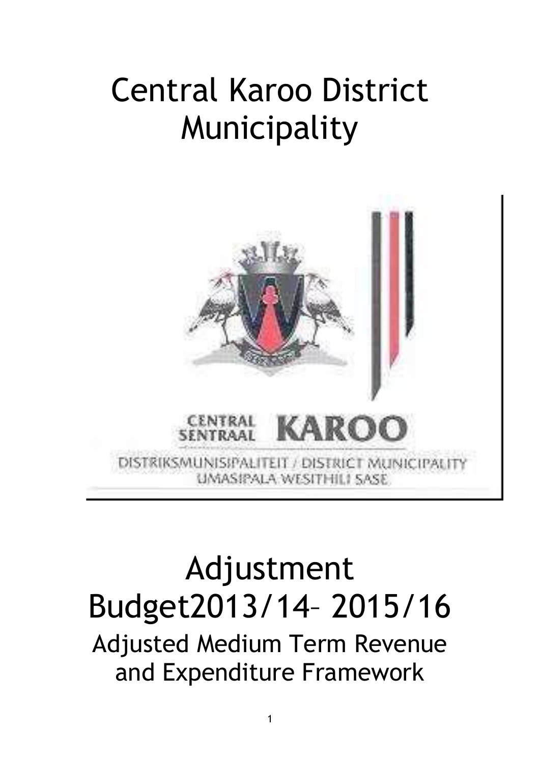# Central Karoo District Municipality

CENTRAL SENTRAAL KAROO

DISTRIKSMUNISIPALITEIT / DISTRICT MUNICIPALITY

UMASIPALA WESITHILI SASE

# Adjustment Budget2013/14– 2015/16

## Adjusted Medium Term Revenue and Expenditure Framework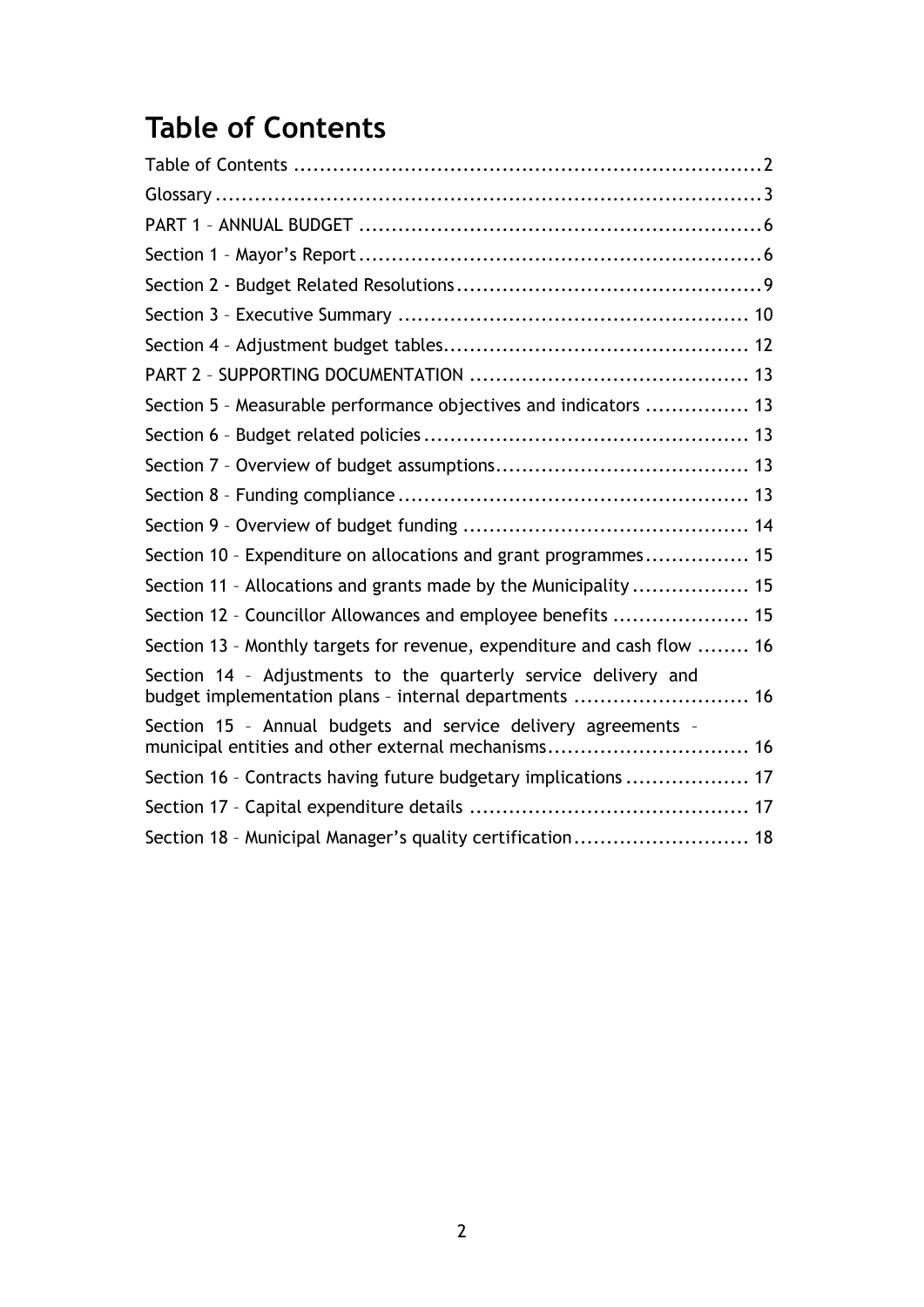# Table of Contents

Table of Contents ........................................................................ 2
Glossary ........................................................................ 3
PART 1 – ANNUAL BUDGET ........................................................................ 6
Section 1 – Mayor's Report ........................................................................ 6
Section 2 - Budget Related Resolutions ........................................................................ 9
Section 3 – Executive Summary ........................................................................ 10
Section 4 – Adjustment budget tables ........................................................................ 12
PART 2 – SUPPORTING DOCUMENTATION ........................................................................ 13
Section 5 – Measurable performance objectives and indicators ................ 13
Section 6 – Budget related policies ........................................................................ 13
Section 7 – Overview of budget assumptions ........................................................................ 13
Section 8 – Funding compliance ........................................................................ 13
Section 9 – Overview of budget funding ........................................................................ 14
Section 10 – Expenditure on allocations and grant programmes ................ 15
Section 11 – Allocations and grants made by the Municipality ................ 15
Section 12 – Councillor Allowances and employee benefits ................ 15
Section 13 – Monthly targets for revenue, expenditure and cash flow ........ 16
Section 14 – Adjustments to the quarterly service delivery and budget implementation plans – internal departments ........................ 16
Section 15 – Annual budgets and service delivery agreements – municipal entities and other external mechanisms ........................ 16
Section 16 – Contracts having future budgetary implications ................ 17
Section 17 – Capital expenditure details ........................................................................ 17
Section 18 – Municipal Manager's quality certification ........................ 18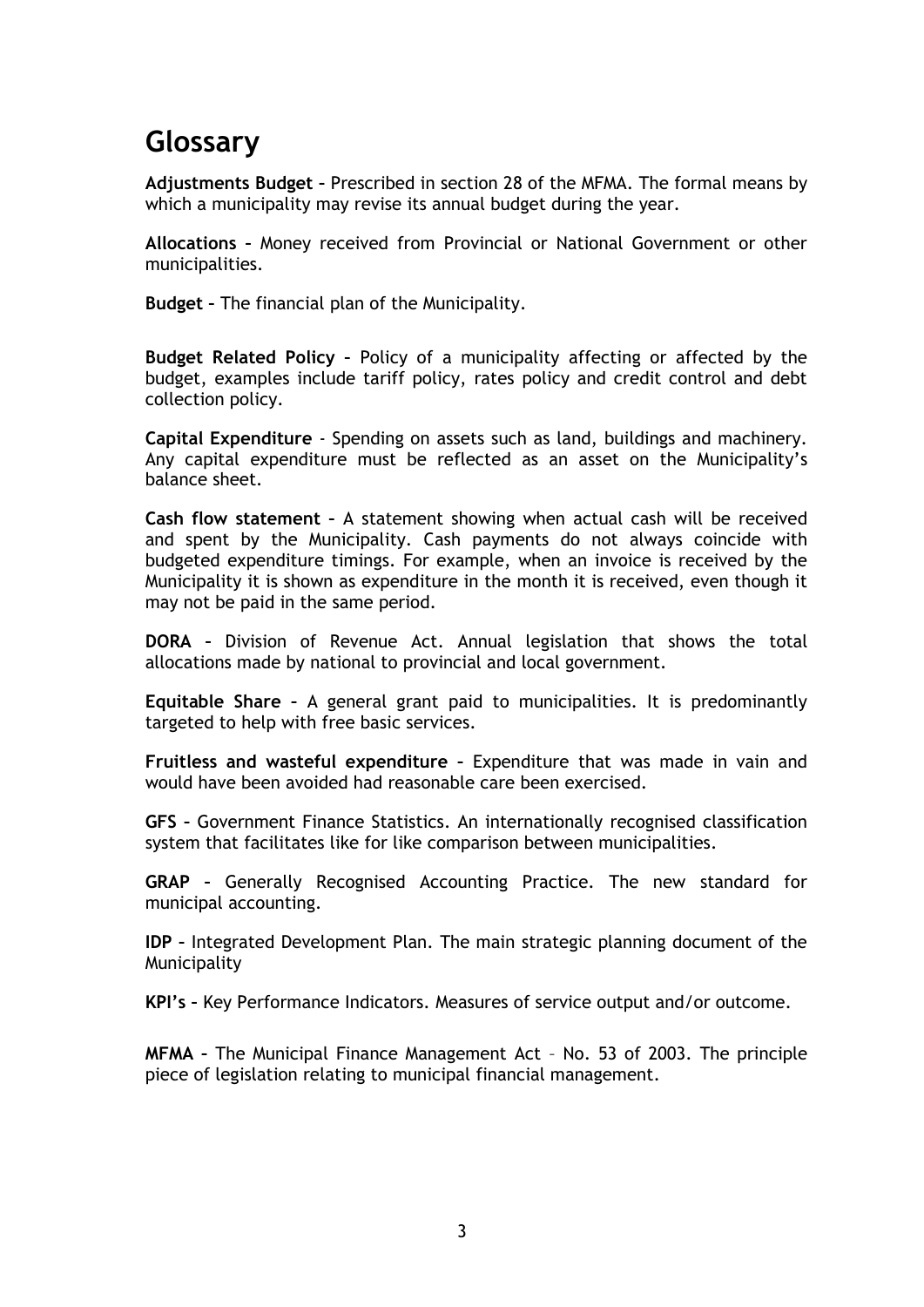# Glossary

**Adjustments Budget –** Prescribed in section 28 of the MFMA. The formal means by which a municipality may revise its annual budget during the year.

**Allocations –** Money received from Provincial or National Government or other municipalities.

**Budget –** The financial plan of the Municipality.

**Budget Related Policy –** Policy of a municipality affecting or affected by the budget, examples include tariff policy, rates policy and credit control and debt collection policy.

**Capital Expenditure** - Spending on assets such as land, buildings and machinery. Any capital expenditure must be reflected as an asset on the Municipality's balance sheet.

**Cash flow statement –** A statement showing when actual cash will be received and spent by the Municipality. Cash payments do not always coincide with budgeted expenditure timings. For example, when an invoice is received by the Municipality it is shown as expenditure in the month it is received, even though it may not be paid in the same period.

**DORA –** Division of Revenue Act. Annual legislation that shows the total allocations made by national to provincial and local government.

**Equitable Share –** A general grant paid to municipalities. It is predominantly targeted to help with free basic services.

**Fruitless and wasteful expenditure –** Expenditure that was made in vain and would have been avoided had reasonable care been exercised.

**GFS –** Government Finance Statistics. An internationally recognised classification system that facilitates like for like comparison between municipalities.

**GRAP –** Generally Recognised Accounting Practice. The new standard for municipal accounting.

**IDP –** Integrated Development Plan. The main strategic planning document of the Municipality

**KPI's –** Key Performance Indicators. Measures of service output and/or outcome.

**MFMA –** The Municipal Finance Management Act – No. 53 of 2003. The principle piece of legislation relating to municipal financial management.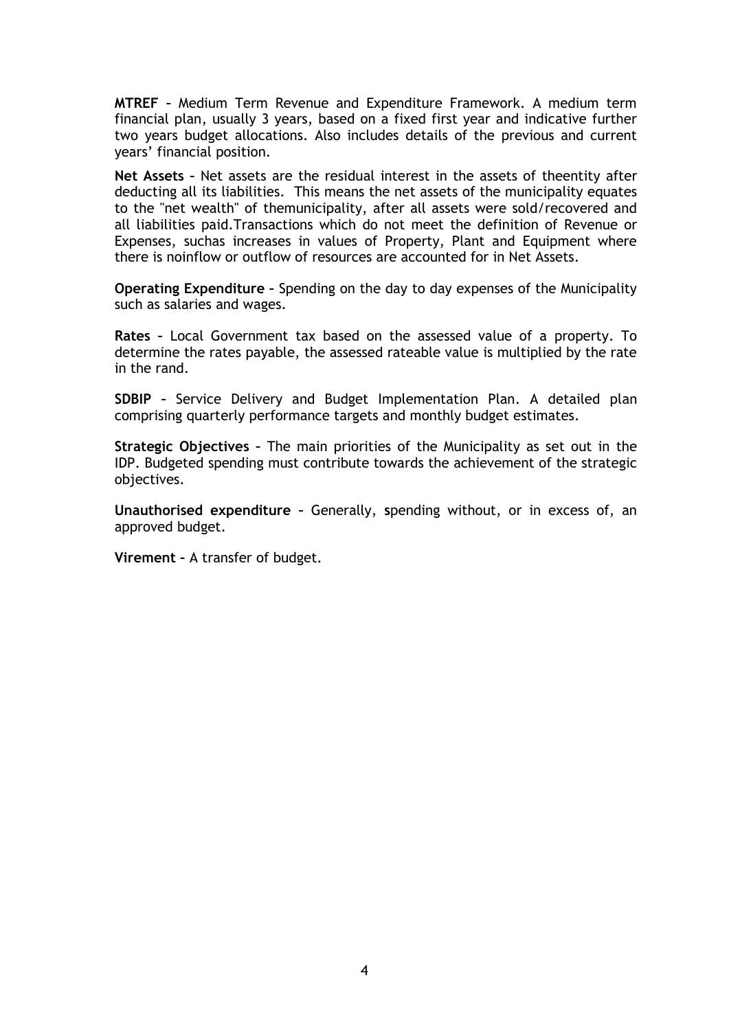**MTREF** – Medium Term Revenue and Expenditure Framework. A medium term financial plan, usually 3 years, based on a fixed first year and indicative further two years budget allocations. Also includes details of the previous and current years' financial position.

**Net Assets** – Net assets are the residual interest in the assets of theentity after deducting all its liabilities. This means the net assets of the municipality equates to the "net wealth" of themunicipality, after all assets were sold/recovered and all liabilities paid.Transactions which do not meet the definition of Revenue or Expenses, suchas increases in values of Property, Plant and Equipment where there is noinflow or outflow of resources are accounted for in Net Assets.

**Operating Expenditure** – Spending on the day to day expenses of the Municipality such as salaries and wages.

**Rates** – Local Government tax based on the assessed value of a property. To determine the rates payable, the assessed rateable value is multiplied by the rate in the rand.

**SDBIP** – Service Delivery and Budget Implementation Plan. A detailed plan comprising quarterly performance targets and monthly budget estimates.

**Strategic Objectives** – The main priorities of the Municipality as set out in the IDP. Budgeted spending must contribute towards the achievement of the strategic objectives.

**Unauthorised expenditure** – Generally, **s**pending without, or in excess of, an approved budget.

**Virement** – A transfer of budget.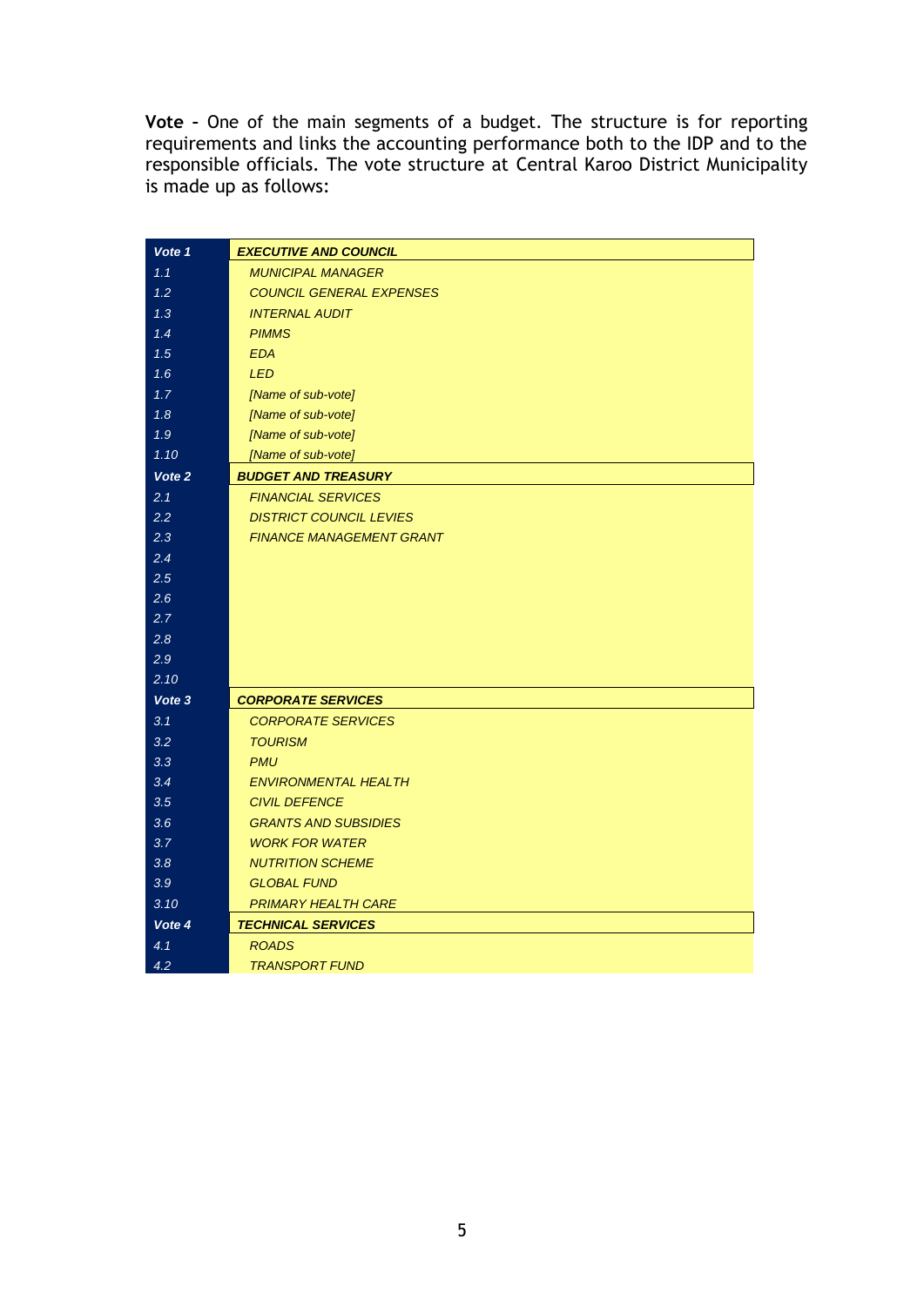**Vote** – One of the main segments of a budget. The structure is for reporting requirements and links the accounting performance both to the IDP and to the responsible officials. The vote structure at Central Karoo District Municipality is made up as follows:

| ***Vote 1*** | ***EXECUTIVE AND COUNCIL*** |
|---|---|
| *1.1* | *MUNICIPAL MANAGER* |
| *1.2* | *COUNCIL GENERAL EXPENSES* |
| *1.3* | *INTERNAL AUDIT* |
| *1.4* | *PIMMS* |
| *1.5* | *EDA* |
| *1.6* | *LED* |
| *1.7* | *[Name of sub-vote]* |
| *1.8* | *[Name of sub-vote]* |
| *1.9* | *[Name of sub-vote]* |
| *1.10* | *[Name of sub-vote]* |
| ***Vote 2*** | ***BUDGET AND TREASURY*** |
| *2.1* | *FINANCIAL SERVICES* |
| *2.2* | *DISTRICT COUNCIL LEVIES* |
| *2.3* | *FINANCE MANAGEMENT GRANT* |
| *2.4* | |
| *2.5* | |
| *2.6* | |
| *2.7* | |
| *2.8* | |
| *2.9* | |
| *2.10* | |
| ***Vote 3*** | ***CORPORATE SERVICES*** |
| *3.1* | *CORPORATE SERVICES* |
| *3.2* | *TOURISM* |
| *3.3* | *PMU* |
| *3.4* | *ENVIRONMENTAL HEALTH* |
| *3.5* | *CIVIL DEFENCE* |
| *3.6* | *GRANTS AND SUBSIDIES* |
| *3.7* | *WORK FOR WATER* |
| *3.8* | *NUTRITION SCHEME* |
| *3.9* | *GLOBAL FUND* |
| *3.10* | *PRIMARY HEALTH CARE* |
| ***Vote 4*** | ***TECHNICAL SERVICES*** |
| *4.1* | *ROADS* |
| *4.2* | *TRANSPORT FUND* |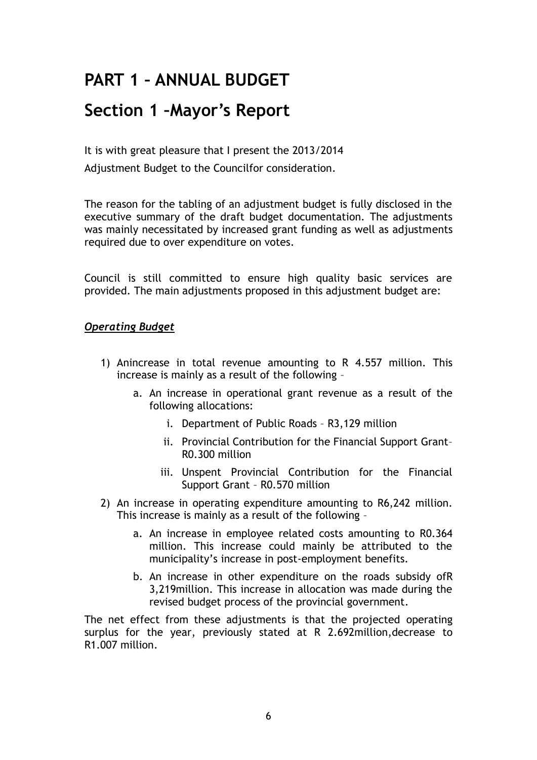# PART 1 – ANNUAL BUDGET

# Section 1 –Mayor's Report

It is with great pleasure that I present the 2013/2014 Adjustment Budget to the Councilfor consideration.

The reason for the tabling of an adjustment budget is fully disclosed in the executive summary of the draft budget documentation. The adjustments was mainly necessitated by increased grant funding as well as adjustments required due to over expenditure on votes.

Council is still committed to ensure high quality basic services are provided. The main adjustments proposed in this adjustment budget are:

***Operating Budget***

1) Anincrease in total revenue amounting to R 4.557 million. This increase is mainly as a result of the following –
    a. An increase in operational grant revenue as a result of the following allocations:
        i. Department of Public Roads – R3,129 million
        ii. Provincial Contribution for the Financial Support Grant– R0.300 million
        iii. Unspent Provincial Contribution for the Financial Support Grant – R0.570 million
2) An increase in operating expenditure amounting to R6,242 million. This increase is mainly as a result of the following –
    a. An increase in employee related costs amounting to R0.364 million. This increase could mainly be attributed to the municipality's increase in post-employment benefits.
    b. An increase in other expenditure on the roads subsidy ofR 3,219million. This increase in allocation was made during the revised budget process of the provincial government.

The net effect from these adjustments is that the projected operating surplus for the year, previously stated at R 2.692million,decrease to R1.007 million.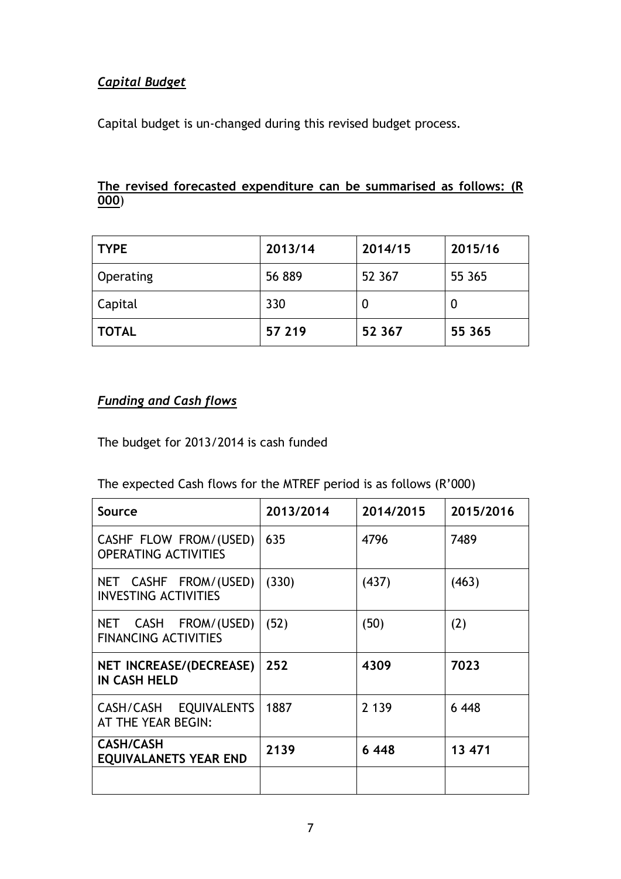### *Capital Budget*

Capital budget is un-changed during this revised budget process.

**The revised forecasted expenditure can be summarised as follows: (R 000)**

| TYPE | 2013/14 | 2014/15 | 2015/16 |
|---|---|---|---|
| Operating | 56 889 | 52 367 | 55 365 |
| Capital | 330 | 0 | 0 |
| **TOTAL** | **57 219** | **52 367** | **55 365** |

### *Funding and Cash flows*

The budget for 2013/2014 is cash funded

The expected Cash flows for the MTREF period is as follows (R'000)

| Source | 2013/2014 | 2014/2015 | 2015/2016 |
|---|---|---|---|
| CASHF FLOW FROM/(USED) OPERATING ACTIVITIES | 635 | 4796 | 7489 |
| NET CASHF FROM/(USED) INVESTING ACTIVITIES | (330) | (437) | (463) |
| NET CASH FROM/(USED) FINANCING ACTIVITIES | (52) | (50) | (2) |
| **NET INCREASE/(DECREASE) IN CASH HELD** | **252** | **4309** | **7023** |
| CASH/CASH EQUIVALENTS AT THE YEAR BEGIN: | 1887 | 2 139 | 6 448 |
| **CASH/CASH EQUIVALANETS YEAR END** | **2139** | **6 448** | **13 471** |
| | | | |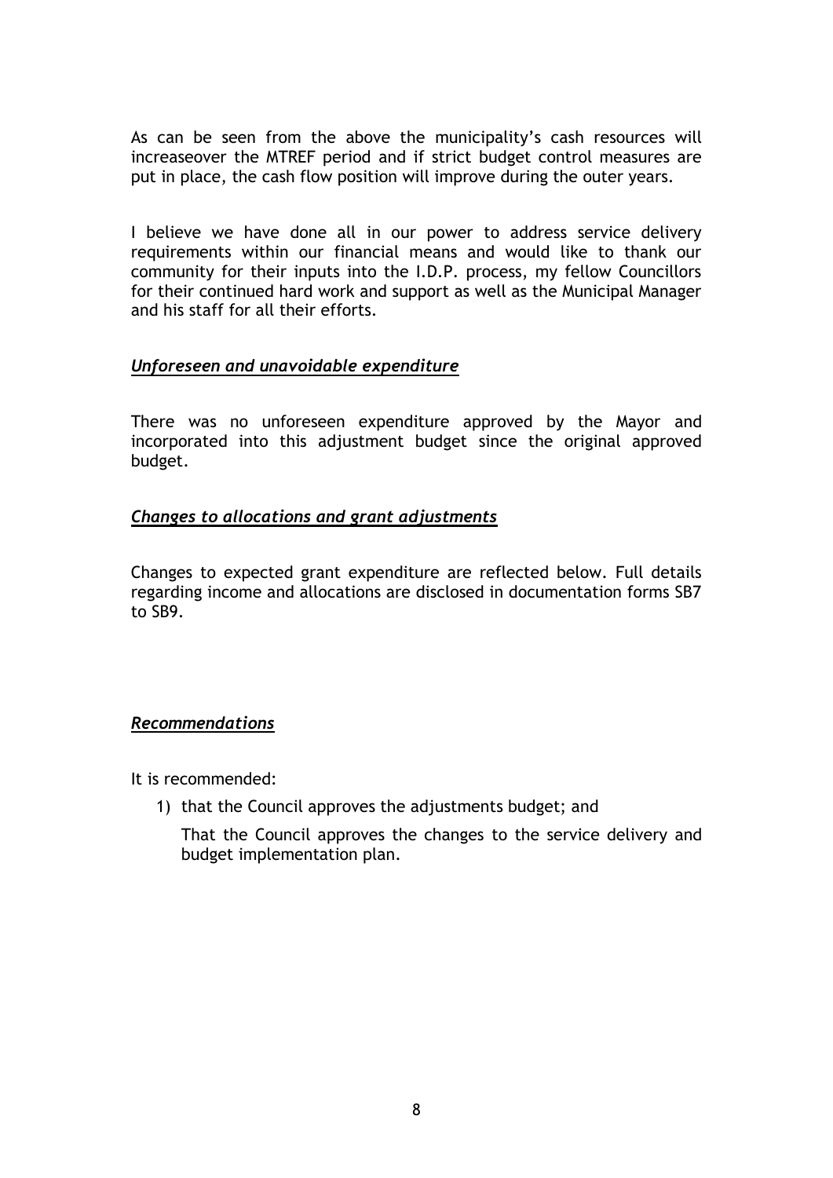As can be seen from the above the municipality's cash resources will increaseover the MTREF period and if strict budget control measures are put in place, the cash flow position will improve during the outer years.

I believe we have done all in our power to address service delivery requirements within our financial means and would like to thank our community for their inputs into the I.D.P. process, my fellow Councillors for their continued hard work and support as well as the Municipal Manager and his staff for all their efforts.

### ***Unforeseen and unavoidable expenditure***

There was no unforeseen expenditure approved by the Mayor and incorporated into this adjustment budget since the original approved budget.

### ***Changes to allocations and grant adjustments***

Changes to expected grant expenditure are reflected below. Full details regarding income and allocations are disclosed in documentation forms SB7 to SB9.

### ***Recommendations***

It is recommended:

1) that the Council approves the adjustments budget; and

   That the Council approves the changes to the service delivery and budget implementation plan.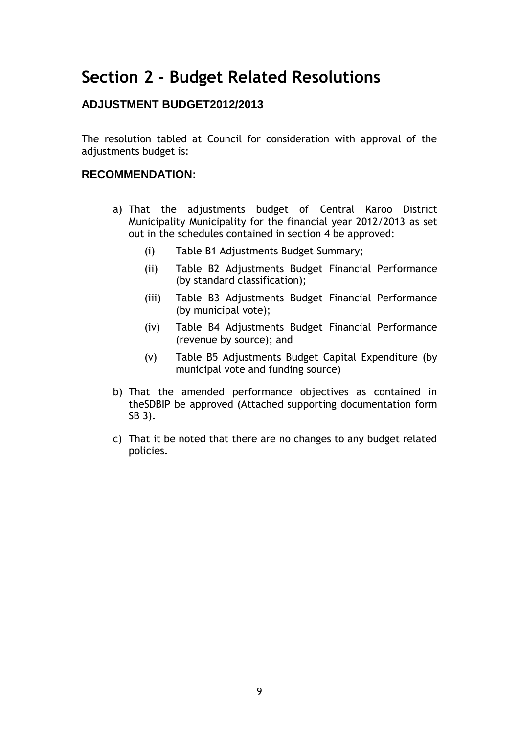# Section 2 - Budget Related Resolutions

### ADJUSTMENT BUDGET2012/2013

The resolution tabled at Council for consideration with approval of the adjustments budget is:

### RECOMMENDATION:

a) That the adjustments budget of Central Karoo District Municipality Municipality for the financial year 2012/2013 as set out in the schedules contained in section 4 be approved:

   (i) Table B1 Adjustments Budget Summary;

   (ii) Table B2 Adjustments Budget Financial Performance (by standard classification);

   (iii) Table B3 Adjustments Budget Financial Performance (by municipal vote);

   (iv) Table B4 Adjustments Budget Financial Performance (revenue by source); and

   (v) Table B5 Adjustments Budget Capital Expenditure (by municipal vote and funding source)

b) That the amended performance objectives as contained in theSDBIP be approved (Attached supporting documentation form SB 3).

c) That it be noted that there are no changes to any budget related policies.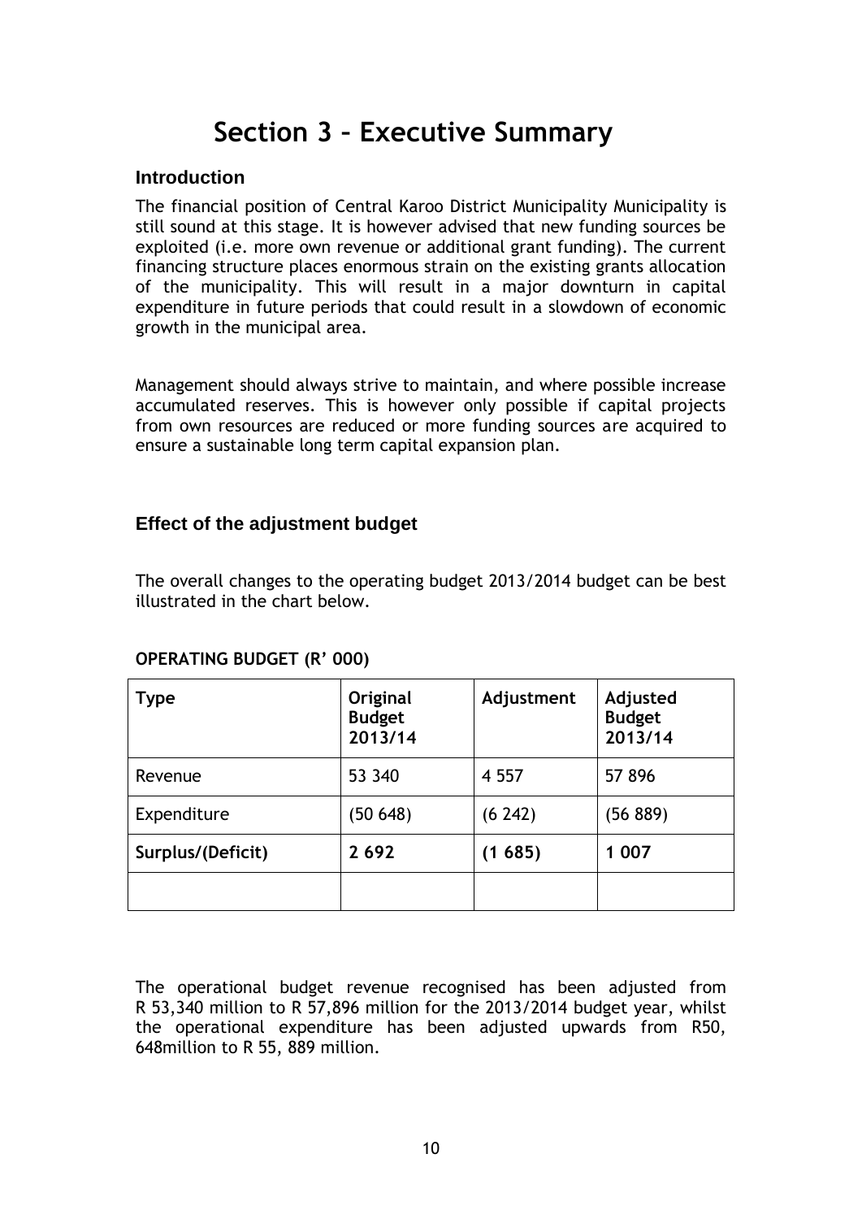# Section 3 – Executive Summary

## Introduction

The financial position of Central Karoo District Municipality Municipality is still sound at this stage. It is however advised that new funding sources be exploited (i.e. more own revenue or additional grant funding). The current financing structure places enormous strain on the existing grants allocation of the municipality. This will result in a major downturn in capital expenditure in future periods that could result in a slowdown of economic growth in the municipal area.

Management should always strive to maintain, and where possible increase accumulated reserves. This is however only possible if capital projects from own resources are reduced or more funding sources are acquired to ensure a sustainable long term capital expansion plan.

## Effect of the adjustment budget

The overall changes to the operating budget 2013/2014 budget can be best illustrated in the chart below.

**OPERATING BUDGET (R' 000)**

| Type | Original Budget 2013/14 | Adjustment | Adjusted Budget 2013/14 |
|---|---|---|---|
| Revenue | 53 340 | 4 557 | 57 896 |
| Expenditure | (50 648) | (6 242) | (56 889) |
| **Surplus/(Deficit)** | **2 692** | **(1 685)** | **1 007** |
| | | | |

The operational budget revenue recognised has been adjusted from R 53,340 million to R 57,896 million for the 2013/2014 budget year, whilst the operational expenditure has been adjusted upwards from R50, 648million to R 55, 889 million.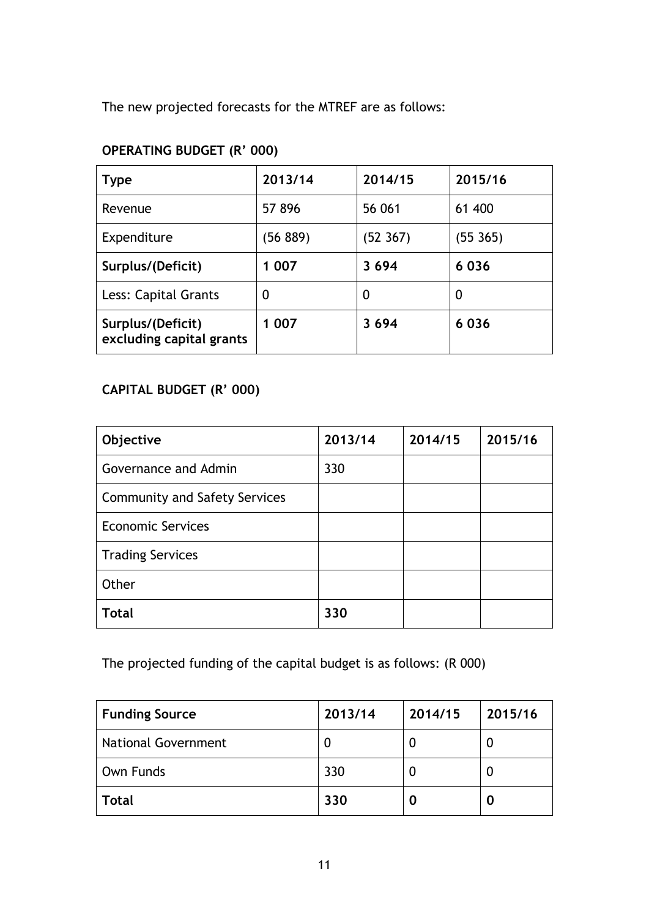The new projected forecasts for the MTREF are as follows:

**OPERATING BUDGET (R' 000)**

| **Type** | **2013/14** | **2014/15** | **2015/16** |
|---|---|---|---|
| Revenue | 57 896 | 56 061 | 61 400 |
| Expenditure | (56 889) | (52 367) | (55 365) |
| **Surplus/(Deficit)** | **1 007** | **3 694** | **6 036** |
| Less: Capital Grants | 0 | 0 | 0 |
| **Surplus/(Deficit) excluding capital grants** | **1 007** | **3 694** | **6 036** |

**CAPITAL BUDGET (R' 000)**

| **Objective** | **2013/14** | **2014/15** | **2015/16** |
|---|---|---|---|
| Governance and Admin | 330 | | |
| Community and Safety Services | | | |
| Economic Services | | | |
| Trading Services | | | |
| Other | | | |
| **Total** | **330** | | |

The projected funding of the capital budget is as follows: (R 000)

| **Funding Source** | **2013/14** | **2014/15** | **2015/16** |
|---|---|---|---|
| National Government | 0 | 0 | 0 |
| Own Funds | 330 | 0 | 0 |
| **Total** | **330** | **0** | **0** |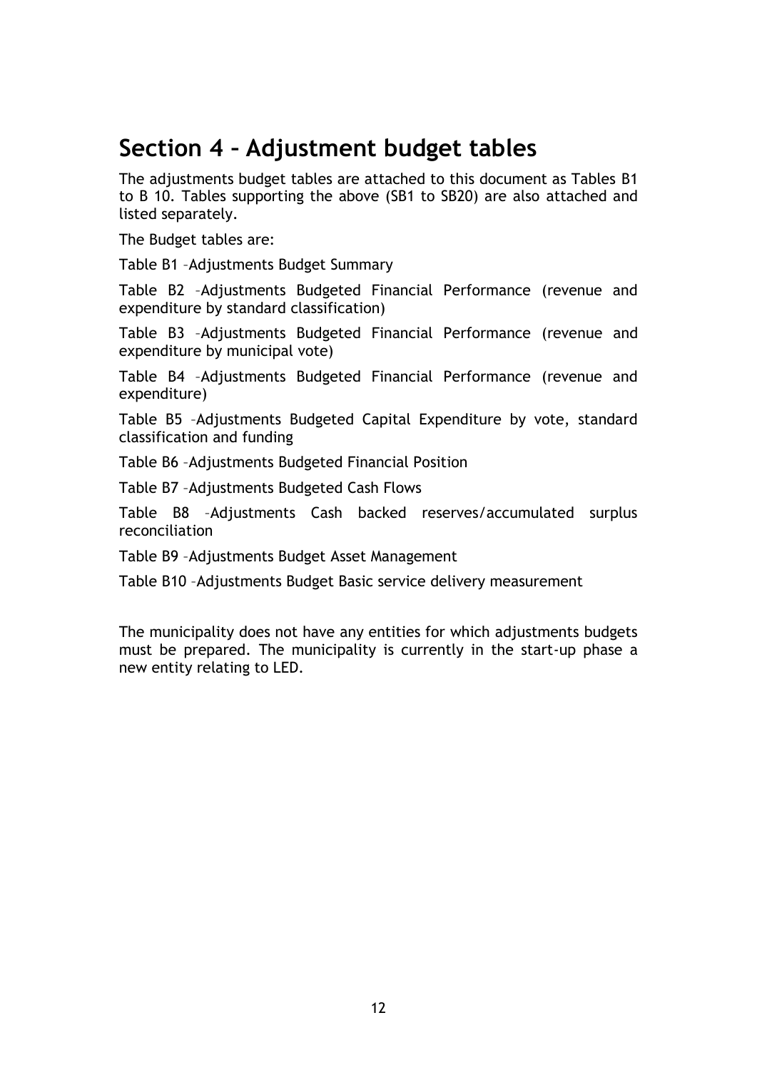# Section 4 – Adjustment budget tables

The adjustments budget tables are attached to this document as Tables B1 to B 10. Tables supporting the above (SB1 to SB20) are also attached and listed separately.

The Budget tables are:

Table B1 –Adjustments Budget Summary

Table B2 –Adjustments Budgeted Financial Performance (revenue and expenditure by standard classification)

Table B3 –Adjustments Budgeted Financial Performance (revenue and expenditure by municipal vote)

Table B4 –Adjustments Budgeted Financial Performance (revenue and expenditure)

Table B5 –Adjustments Budgeted Capital Expenditure by vote, standard classification and funding

Table B6 –Adjustments Budgeted Financial Position

Table B7 –Adjustments Budgeted Cash Flows

Table B8 –Adjustments Cash backed reserves/accumulated surplus reconciliation

Table B9 –Adjustments Budget Asset Management

Table B10 –Adjustments Budget Basic service delivery measurement

The municipality does not have any entities for which adjustments budgets must be prepared. The municipality is currently in the start-up phase a new entity relating to LED.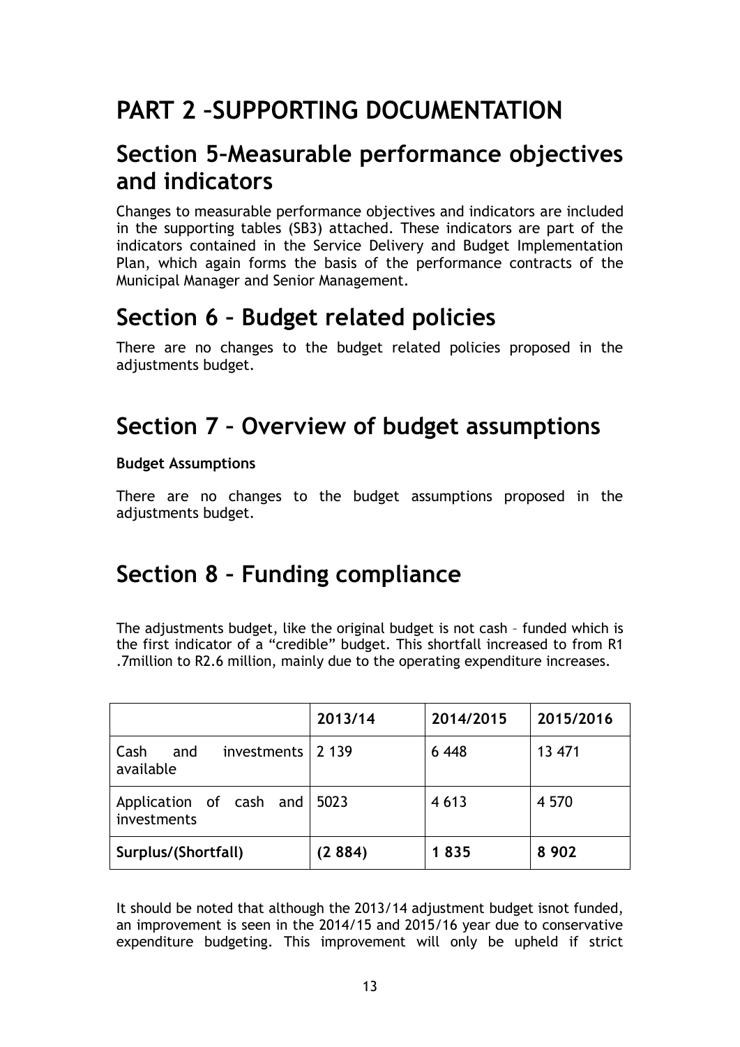# PART 2 –SUPPORTING DOCUMENTATION

## Section 5–Measurable performance objectives and indicators

Changes to measurable performance objectives and indicators are included in the supporting tables (SB3) attached. These indicators are part of the indicators contained in the Service Delivery and Budget Implementation Plan, which again forms the basis of the performance contracts of the Municipal Manager and Senior Management.

## Section 6 – Budget related policies

There are no changes to the budget related policies proposed in the adjustments budget.

## Section 7 – Overview of budget assumptions

**Budget Assumptions**

There are no changes to the budget assumptions proposed in the adjustments budget.

## Section 8 – Funding compliance

The adjustments budget, like the original budget is not cash – funded which is the first indicator of a "credible" budget. This shortfall increased to from R1 .7million to R2.6 million, mainly due to the operating expenditure increases.

| | 2013/14 | 2014/2015 | 2015/2016 |
|---|---|---|---|
| Cash and investments available | 2 139 | 6 448 | 13 471 |
| Application of cash and investments | 5023 | 4 613 | 4 570 |
| **Surplus/(Shortfall)** | **(2 884)** | **1 835** | **8 902** |

It should be noted that although the 2013/14 adjustment budget isnot funded, an improvement is seen in the 2014/15 and 2015/16 year due to conservative expenditure budgeting. This improvement will only be upheld if strict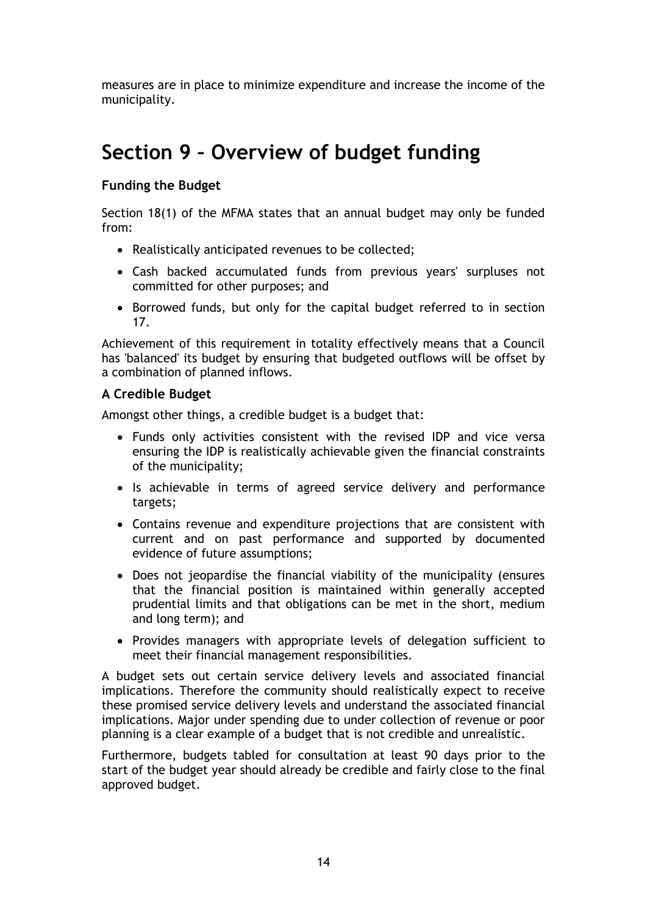measures are in place to minimize expenditure and increase the income of the municipality.

# Section 9 – Overview of budget funding

### Funding the Budget

Section 18(1) of the MFMA states that an annual budget may only be funded from:

- Realistically anticipated revenues to be collected;
- Cash backed accumulated funds from previous years' surpluses not committed for other purposes; and
- Borrowed funds, but only for the capital budget referred to in section 17.

Achievement of this requirement in totality effectively means that a Council has 'balanced' its budget by ensuring that budgeted outflows will be offset by a combination of planned inflows.

### A Credible Budget

Amongst other things, a credible budget is a budget that:

- Funds only activities consistent with the revised IDP and vice versa ensuring the IDP is realistically achievable given the financial constraints of the municipality;
- Is achievable in terms of agreed service delivery and performance targets;
- Contains revenue and expenditure projections that are consistent with current and on past performance and supported by documented evidence of future assumptions;
- Does not jeopardise the financial viability of the municipality (ensures that the financial position is maintained within generally accepted prudential limits and that obligations can be met in the short, medium and long term); and
- Provides managers with appropriate levels of delegation sufficient to meet their financial management responsibilities.

A budget sets out certain service delivery levels and associated financial implications. Therefore the community should realistically expect to receive these promised service delivery levels and understand the associated financial implications. Major under spending due to under collection of revenue or poor planning is a clear example of a budget that is not credible and unrealistic.

Furthermore, budgets tabled for consultation at least 90 days prior to the start of the budget year should already be credible and fairly close to the final approved budget.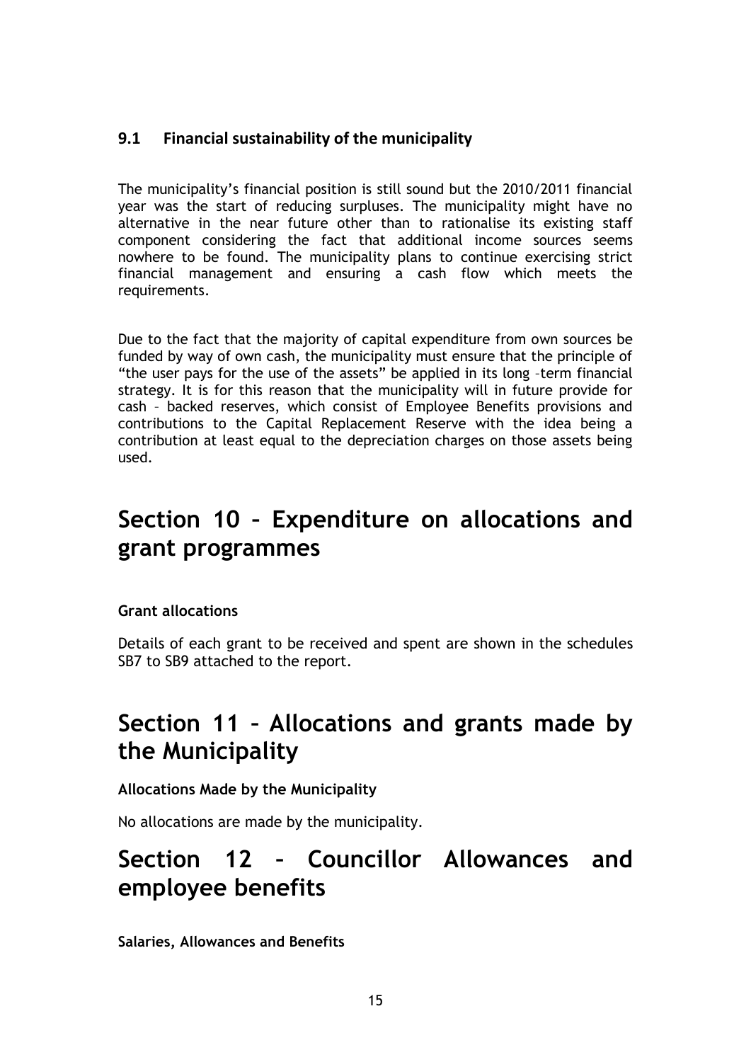### 9.1 Financial sustainability of the municipality

The municipality's financial position is still sound but the 2010/2011 financial year was the start of reducing surpluses. The municipality might have no alternative in the near future other than to rationalise its existing staff component considering the fact that additional income sources seems nowhere to be found. The municipality plans to continue exercising strict financial management and ensuring a cash flow which meets the requirements.

Due to the fact that the majority of capital expenditure from own sources be funded by way of own cash, the municipality must ensure that the principle of "the user pays for the use of the assets" be applied in its long –term financial strategy. It is for this reason that the municipality will in future provide for cash – backed reserves, which consist of Employee Benefits provisions and contributions to the Capital Replacement Reserve with the idea being a contribution at least equal to the depreciation charges on those assets being used.

# Section 10 – Expenditure on allocations and grant programmes

**Grant allocations**

Details of each grant to be received and spent are shown in the schedules SB7 to SB9 attached to the report.

# Section 11 – Allocations and grants made by the Municipality

**Allocations Made by the Municipality**

No allocations are made by the municipality.

# Section 12 – Councillor Allowances and employee benefits

**Salaries, Allowances and Benefits**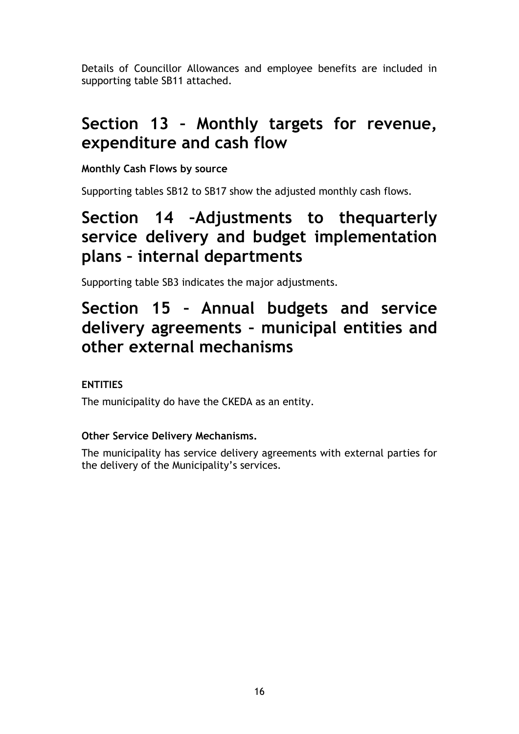Details of Councillor Allowances and employee benefits are included in supporting table SB11 attached.

# Section 13 – Monthly targets for revenue, expenditure and cash flow

**Monthly Cash Flows by source**

Supporting tables SB12 to SB17 show the adjusted monthly cash flows.

# Section 14 –Adjustments to thequarterly service delivery and budget implementation plans – internal departments

Supporting table SB3 indicates the major adjustments.

# Section 15 – Annual budgets and service delivery agreements – municipal entities and other external mechanisms

**ENTITIES**

The municipality do have the CKEDA as an entity.

**Other Service Delivery Mechanisms.**

The municipality has service delivery agreements with external parties for the delivery of the Municipality's services.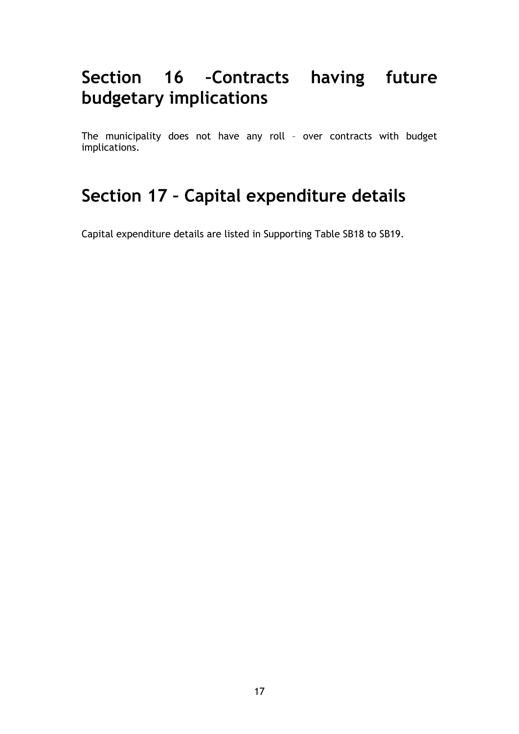# Section 16 –Contracts having future budgetary implications

The municipality does not have any roll – over contracts with budget implications.

# Section 17 – Capital expenditure details

Capital expenditure details are listed in Supporting Table SB18 to SB19.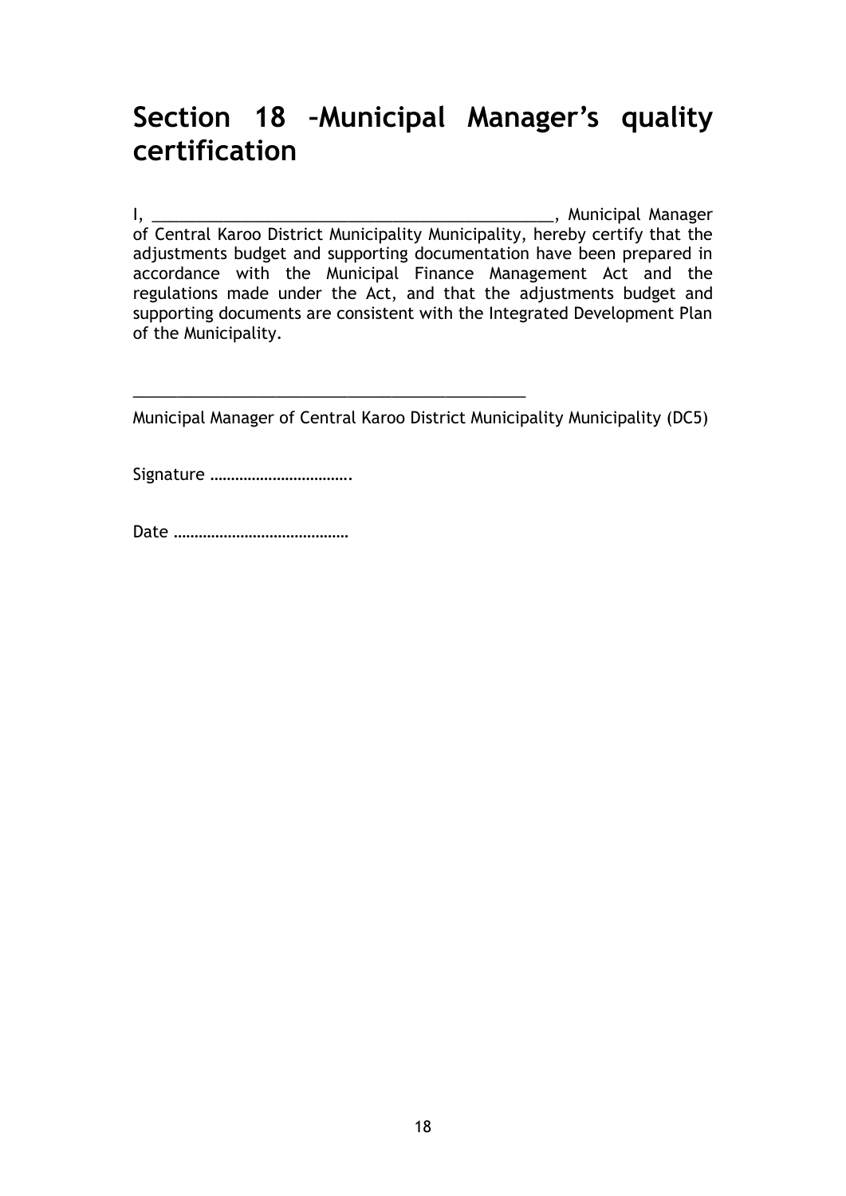# Section 18 –Municipal Manager's quality certification

I, _______________________________________________, Municipal Manager of Central Karoo District Municipality Municipality, hereby certify that the adjustments budget and supporting documentation have been prepared in accordance with the Municipal Finance Management Act and the regulations made under the Act, and that the adjustments budget and supporting documents are consistent with the Integrated Development Plan of the Municipality.

_______________________________________________

Municipal Manager of Central Karoo District Municipality Municipality (DC5)

Signature …………………………….

Date ……………………………………